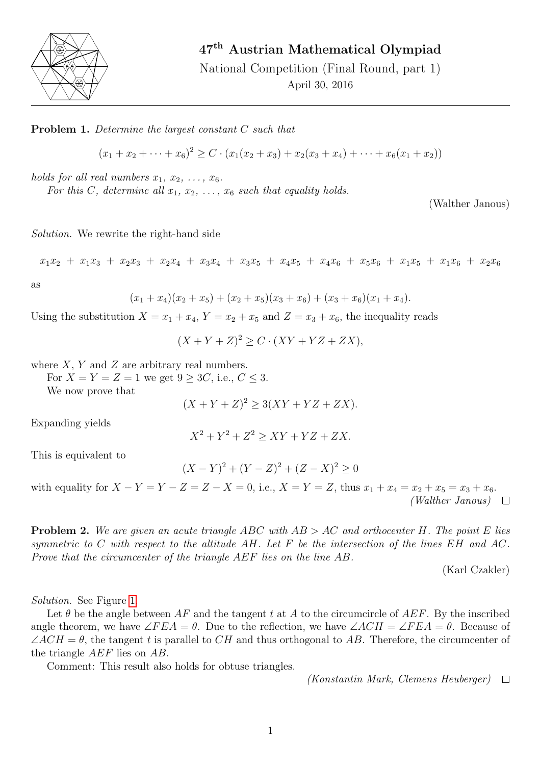# 47th Austrian Mathematical Olympiad

National Competition (Final Round, part 1)

April 30, 2016

**Problem 1.** *Determine the largest constant $C$ such that*

$$(x_1 + x_2 + \cdots + x_6)^2 \geq C \cdot (x_1(x_2 + x_3) + x_2(x_3 + x_4) + \cdots + x_6(x_1 + x_2))$$

*holds for all real numbers $x_1, x_2, \ldots, x_6$.*

*For this $C$, determine all $x_1, x_2, \ldots, x_6$ such that equality holds.*

(Walther Janous)

*Solution.* We rewrite the right-hand side

$$x_1x_2 + x_1x_3 + x_2x_3 + x_2x_4 + x_3x_4 + x_3x_5 + x_4x_5 + x_4x_6 + x_5x_6 + x_1x_5 + x_1x_6 + x_2x_6$$

as

$$(x_1 + x_4)(x_2 + x_5) + (x_2 + x_5)(x_3 + x_6) + (x_3 + x_6)(x_1 + x_4).$$

Using the substitution $X = x_1 + x_4$, $Y = x_2 + x_5$ and $Z = x_3 + x_6$, the inequality reads

$$(X + Y + Z)^2 \geq C \cdot (XY + YZ + ZX),$$

where $X$, $Y$ and $Z$ are arbitrary real numbers.

For $X = Y = Z = 1$ we get $9 \geq 3C$, i.e., $C \leq 3$.

We now prove that

$$(X + Y + Z)^2 \geq 3(XY + YZ + ZX).$$

Expanding yields

$$X^2 + Y^2 + Z^2 \geq XY + YZ + ZX.$$

This is equivalent to

$$(X - Y)^2 + (Y - Z)^2 + (Z - X)^2 \geq 0$$

with equality for $X - Y = Y - Z = Z - X = 0$, i.e., $X = Y = Z$, thus $x_1 + x_4 = x_2 + x_5 = x_3 + x_6$.

*(Walther Janous)* □

**Problem 2.** *We are given an acute triangle $ABC$ with $AB > AC$ and orthocenter $H$. The point $E$ lies symmetric to $C$ with respect to the altitude $AH$. Let $F$ be the intersection of the lines $EH$ and $AC$. Prove that the circumcenter of the triangle $AEF$ lies on the line $AB$.*

(Karl Czakler)

*Solution.* See Figure 1.

Let $\theta$ be the angle between $AF$ and the tangent $t$ at $A$ to the circumcircle of $AEF$. By the inscribed angle theorem, we have $\angle FEA = \theta$. Due to the reflection, we have $\angle ACH = \angle FEA = \theta$. Because of $\angle ACH = \theta$, the tangent $t$ is parallel to $CH$ and thus orthogonal to $AB$. Therefore, the circumcenter of the triangle $AEF$ lies on $AB$.

Comment: This result also holds for obtuse triangles.

*(Konstantin Mark, Clemens Heuberger)* □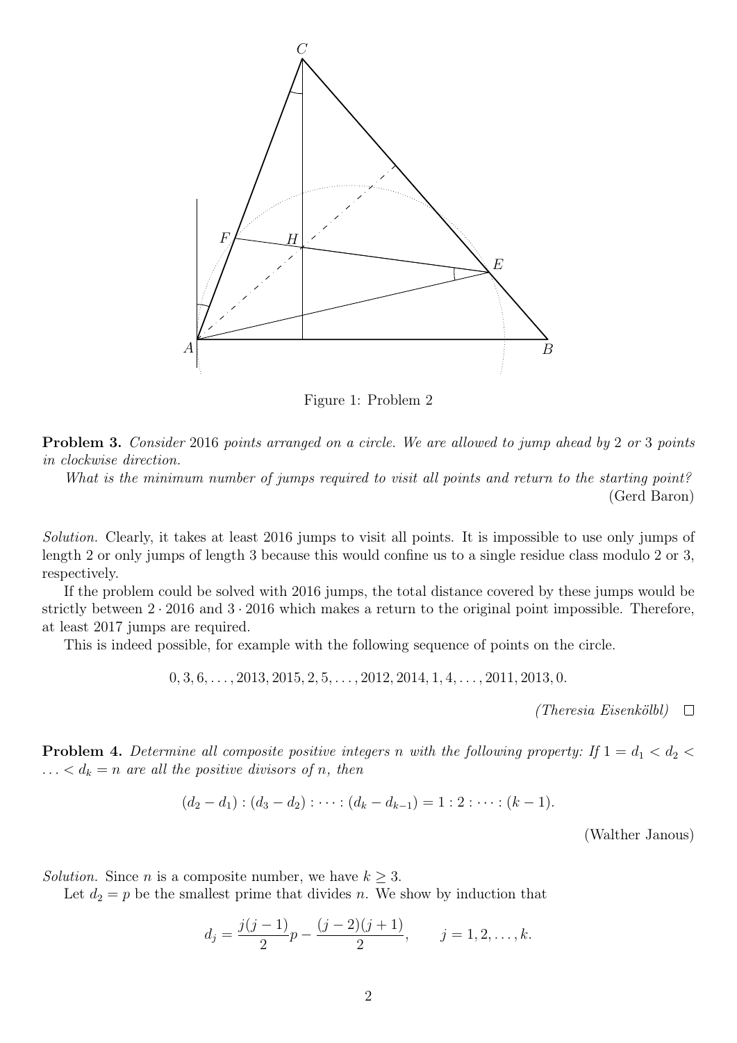Figure 1: Problem 2

**Problem 3.** *Consider* 2016 *points arranged on a circle. We are allowed to jump ahead by* 2 *or* 3 *points in clockwise direction.*

*What is the minimum number of jumps required to visit all points and return to the starting point?*

(Gerd Baron)

*Solution.* Clearly, it takes at least 2016 jumps to visit all points. It is impossible to use only jumps of length 2 or only jumps of length 3 because this would confine us to a single residue class modulo 2 or 3, respectively.

If the problem could be solved with 2016 jumps, the total distance covered by these jumps would be strictly between $2 \cdot 2016$ and $3 \cdot 2016$ which makes a return to the original point impossible. Therefore, at least 2017 jumps are required.

This is indeed possible, for example with the following sequence of points on the circle.

$$0, 3, 6, \ldots, 2013, 2015, 2, 5, \ldots, 2012, 2014, 1, 4, \ldots, 2011, 2013, 0.$$

*(Theresia Eisenkölbl)* □

**Problem 4.** *Determine all composite positive integers $n$ with the following property: If $1 = d_1 < d_2 < \ldots < d_k = n$ are all the positive divisors of $n$, then*

$$(d_2 - d_1) : (d_3 - d_2) : \cdots : (d_k - d_{k-1}) = 1 : 2 : \cdots : (k-1).$$

(Walther Janous)

*Solution.* Since $n$ is a composite number, we have $k \geq 3$.

Let $d_2 = p$ be the smallest prime that divides $n$. We show by induction that

$$d_j = \frac{j(j-1)}{2}p - \frac{(j-2)(j+1)}{2}, \qquad j = 1, 2, \ldots, k.$$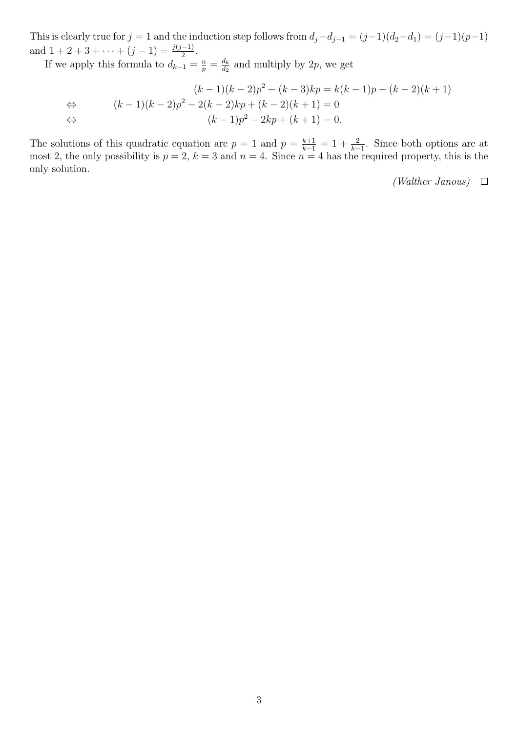This is clearly true for $j = 1$ and the induction step follows from $d_j - d_{j-1} = (j-1)(d_2 - d_1) = (j-1)(p-1)$ and $1 + 2 + 3 + \cdots + (j-1) = \frac{j(j-1)}{2}$.

If we apply this formula to $d_{k-1} = \frac{n}{p} = \frac{d_k}{d_2}$ and multiply by $2p$, we get

$$
\begin{aligned}
& (k-1)(k-2)p^2 - (k-3)kp = k(k-1)p - (k-2)(k+1) \\
\Leftrightarrow \quad & (k-1)(k-2)p^2 - 2(k-2)kp + (k-2)(k+1) = 0 \\
\Leftrightarrow \quad & (k-1)p^2 - 2kp + (k+1) = 0.
\end{aligned}
$$

The solutions of this quadratic equation are $p = 1$ and $p = \frac{k+1}{k-1} = 1 + \frac{2}{k-1}$. Since both options are at most 2, the only possibility is $p = 2$, $k = 3$ and $n = 4$. Since $n = 4$ has the required property, this is the only solution.

*(Walther Janous)* □